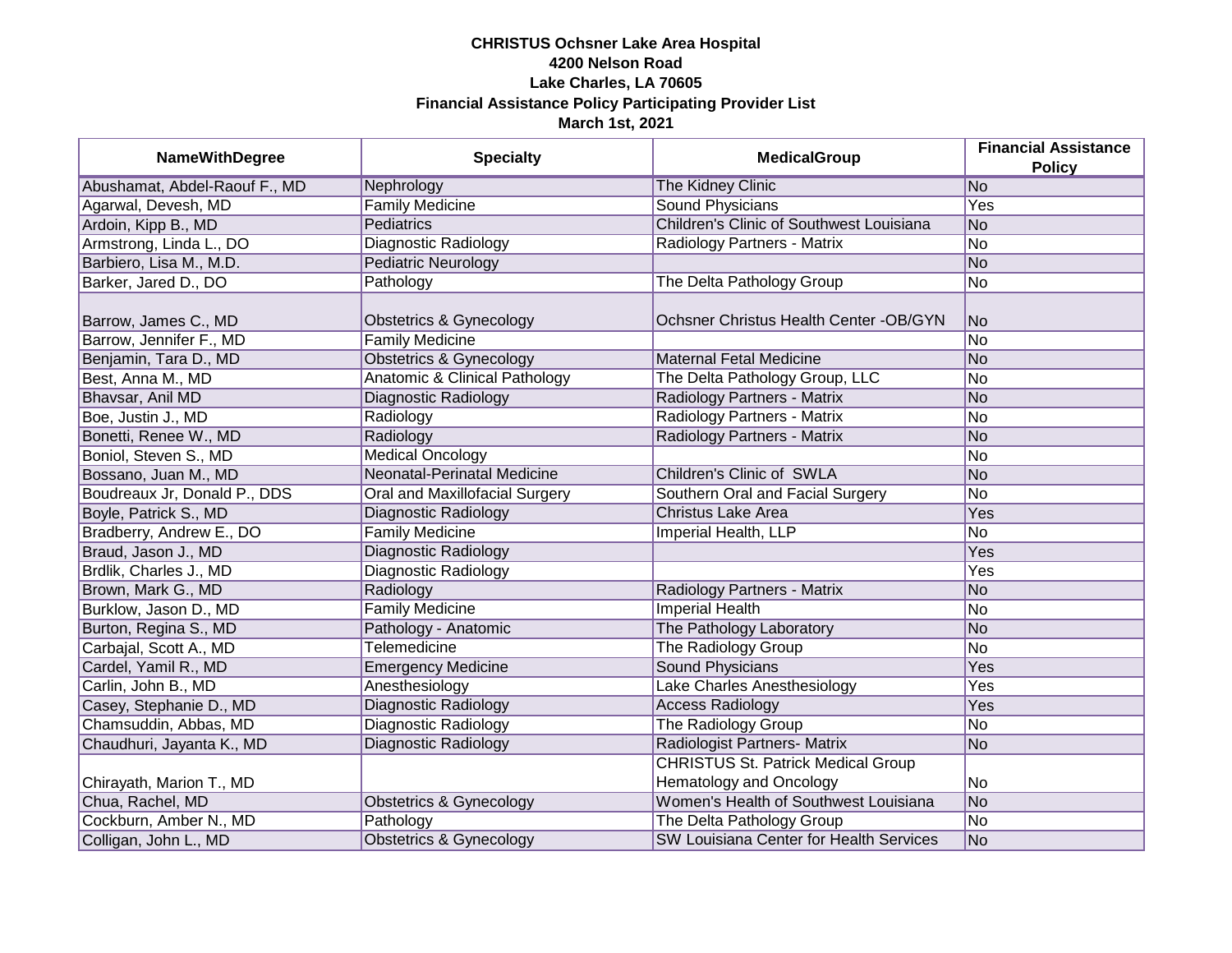**CHRISTUS Ochsner Lake Area Hospital**
**4200 Nelson Road**
**Lake Charles, LA 70605**
**Financial Assistance Policy Participating Provider List**
**March 1st, 2021**

| NameWithDegree | Specialty | MedicalGroup | Financial Assistance Policy |
|---|---|---|---|
| Abushamat, Abdel-Raouf F., MD | Nephrology | The Kidney Clinic | No |
| Agarwal, Devesh, MD | Family Medicine | Sound Physicians | Yes |
| Ardoin, Kipp B., MD | Pediatrics | Children's Clinic of Southwest Louisiana | No |
| Armstrong, Linda L., DO | Diagnostic Radiology | Radiology Partners - Matrix | No |
| Barbiero, Lisa M., M.D. | Pediatric Neurology | | No |
| Barker, Jared D., DO | Pathology | The Delta Pathology Group | No |
| Barrow, James C., MD | Obstetrics & Gynecology | Ochsner Christus Health Center -OB/GYN | No |
| Barrow, Jennifer F., MD | Family Medicine | | No |
| Benjamin, Tara D., MD | Obstetrics & Gynecology | Maternal Fetal Medicine | No |
| Best, Anna M., MD | Anatomic & Clinical Pathology | The Delta Pathology Group, LLC | No |
| Bhavsar, Anil MD | Diagnostic Radiology | Radiology Partners - Matrix | No |
| Boe, Justin J., MD | Radiology | Radiology Partners - Matrix | No |
| Bonetti, Renee W., MD | Radiology | Radiology Partners - Matrix | No |
| Boniol, Steven S., MD | Medical Oncology | | No |
| Bossano, Juan M., MD | Neonatal-Perinatal Medicine | Children's Clinic of SWLA | No |
| Boudreaux Jr, Donald P., DDS | Oral and Maxillofacial Surgery | Southern Oral and Facial Surgery | No |
| Boyle, Patrick S., MD | Diagnostic Radiology | Christus Lake Area | Yes |
| Bradberry, Andrew E., DO | Family Medicine | Imperial Health, LLP | No |
| Braud, Jason J., MD | Diagnostic Radiology | | Yes |
| Brdlik, Charles J., MD | Diagnostic Radiology | | Yes |
| Brown, Mark G., MD | Radiology | Radiology Partners - Matrix | No |
| Burklow, Jason D., MD | Family Medicine | Imperial Health | No |
| Burton, Regina S., MD | Pathology - Anatomic | The Pathology Laboratory | No |
| Carbajal, Scott A., MD | Telemedicine | The Radiology Group | No |
| Cardel, Yamil R., MD | Emergency Medicine | Sound Physicians | Yes |
| Carlin, John B., MD | Anesthesiology | Lake Charles Anesthesiology | Yes |
| Casey, Stephanie D., MD | Diagnostic Radiology | Access Radiology | Yes |
| Chamsuddin, Abbas, MD | Diagnostic Radiology | The Radiology Group | No |
| Chaudhuri, Jayanta K., MD | Diagnostic Radiology | Radiologist Partners- Matrix | No |
| Chirayath, Marion T., MD | | CHRISTUS St. Patrick Medical Group Hematology and Oncology | No |
| Chua, Rachel, MD | Obstetrics & Gynecology | Women's Health of Southwest Louisiana | No |
| Cockburn, Amber N., MD | Pathology | The Delta Pathology Group | No |
| Colligan, John L., MD | Obstetrics & Gynecology | SW Louisiana Center for Health Services | No |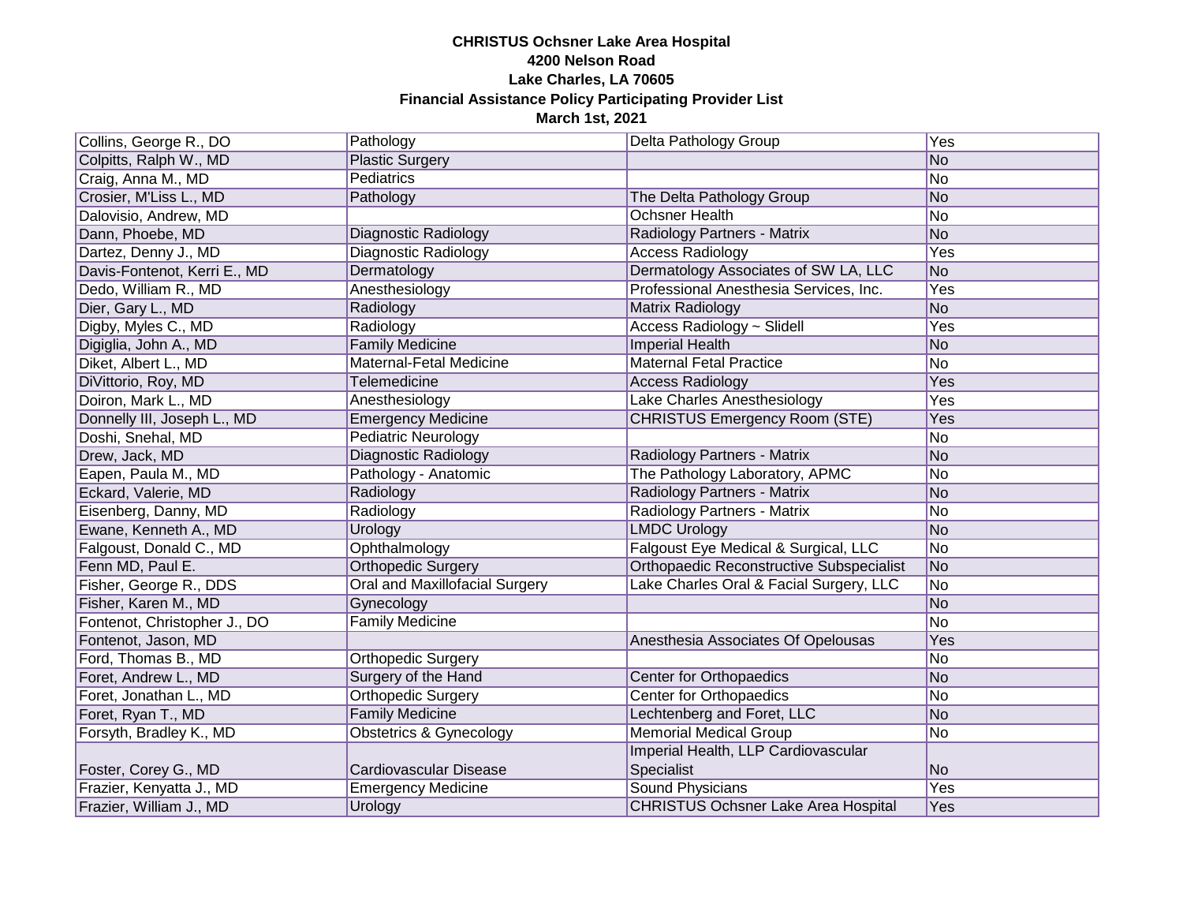**CHRISTUS Ochsner Lake Area Hospital**
**4200 Nelson Road**
**Lake Charles, LA 70605**
**Financial Assistance Policy Participating Provider List**
**March 1st, 2021**

| | | | |
|---|---|---|---|
| Collins, George R., DO | Pathology | Delta Pathology Group | Yes |
| Colpitts, Ralph W., MD | Plastic Surgery | | No |
| Craig, Anna M., MD | Pediatrics | | No |
| Crosier, M'Liss L., MD | Pathology | The Delta Pathology Group | No |
| Dalovisio, Andrew, MD | | Ochsner Health | No |
| Dann, Phoebe, MD | Diagnostic Radiology | Radiology Partners - Matrix | No |
| Dartez, Denny J., MD | Diagnostic Radiology | Access Radiology | Yes |
| Davis-Fontenot, Kerri E., MD | Dermatology | Dermatology Associates of SW LA, LLC | No |
| Dedo, William R., MD | Anesthesiology | Professional Anesthesia Services, Inc. | Yes |
| Dier, Gary L., MD | Radiology | Matrix Radiology | No |
| Digby, Myles C., MD | Radiology | Access Radiology ~ Slidell | Yes |
| Digiglia, John A., MD | Family Medicine | Imperial Health | No |
| Diket, Albert L., MD | Maternal-Fetal Medicine | Maternal Fetal Practice | No |
| DiVittorio, Roy, MD | Telemedicine | Access Radiology | Yes |
| Doiron, Mark L., MD | Anesthesiology | Lake Charles Anesthesiology | Yes |
| Donnelly III, Joseph L., MD | Emergency Medicine | CHRISTUS Emergency Room (STE) | Yes |
| Doshi, Snehal, MD | Pediatric Neurology | | No |
| Drew, Jack, MD | Diagnostic Radiology | Radiology Partners - Matrix | No |
| Eapen, Paula M., MD | Pathology - Anatomic | The Pathology Laboratory, APMC | No |
| Eckard, Valerie, MD | Radiology | Radiology Partners - Matrix | No |
| Eisenberg, Danny, MD | Radiology | Radiology Partners - Matrix | No |
| Ewane, Kenneth A., MD | Urology | LMDC Urology | No |
| Falgoust, Donald C., MD | Ophthalmology | Falgoust Eye Medical & Surgical, LLC | No |
| Fenn MD, Paul E. | Orthopedic Surgery | Orthopaedic Reconstructive Subspecialist | No |
| Fisher, George R., DDS | Oral and Maxillofacial Surgery | Lake Charles Oral & Facial Surgery, LLC | No |
| Fisher, Karen M., MD | Gynecology | | No |
| Fontenot, Christopher J., DO | Family Medicine | | No |
| Fontenot, Jason, MD | | Anesthesia Associates Of Opelousas | Yes |
| Ford, Thomas B., MD | Orthopedic Surgery | | No |
| Foret, Andrew L., MD | Surgery of the Hand | Center for Orthopaedics | No |
| Foret, Jonathan L., MD | Orthopedic Surgery | Center for Orthopaedics | No |
| Foret, Ryan T., MD | Family Medicine | Lechtenberg and Foret, LLC | No |
| Forsyth, Bradley K., MD | Obstetrics & Gynecology | Memorial Medical Group | No |
| Foster, Corey G., MD | Cardiovascular Disease | Imperial Health, LLP Cardiovascular Specialist | No |
| Frazier, Kenyatta J., MD | Emergency Medicine | Sound Physicians | Yes |
| Frazier, William J., MD | Urology | CHRISTUS Ochsner Lake Area Hospital | Yes |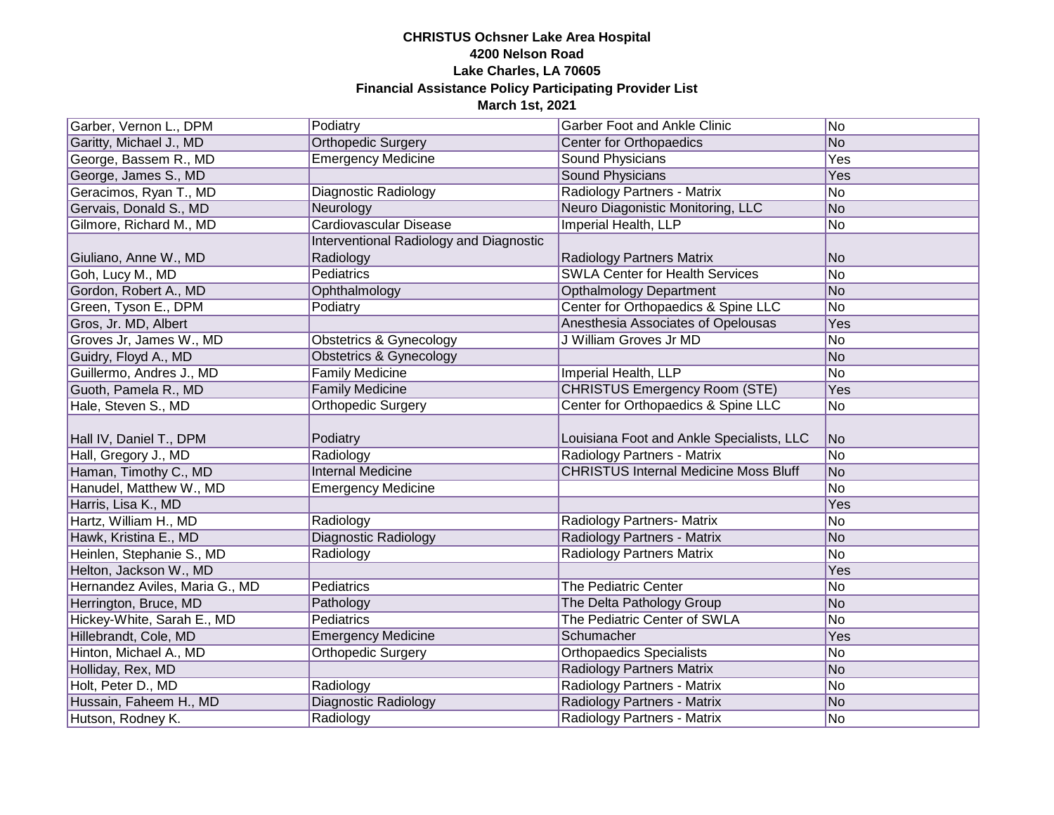**CHRISTUS Ochsner Lake Area Hospital**
**4200 Nelson Road**
**Lake Charles, LA 70605**
**Financial Assistance Policy Participating Provider List**
**March 1st, 2021**

| | | | |
|---|---|---|---|
| Garber, Vernon L., DPM | Podiatry | Garber Foot and Ankle Clinic | No |
| Garitty, Michael J., MD | Orthopedic Surgery | Center for Orthopaedics | No |
| George, Bassem R., MD | Emergency Medicine | Sound Physicians | Yes |
| George, James S., MD | | Sound Physicians | Yes |
| Geracimos, Ryan T., MD | Diagnostic Radiology | Radiology Partners - Matrix | No |
| Gervais, Donald S., MD | Neurology | Neuro Diagonistic Monitoring, LLC | No |
| Gilmore, Richard M., MD | Cardiovascular Disease | Imperial Health, LLP | No |
| Giuliano, Anne W., MD | Interventional Radiology and Diagnostic Radiology | Radiology Partners Matrix | No |
| Goh, Lucy M., MD | Pediatrics | SWLA Center for Health Services | No |
| Gordon, Robert A., MD | Ophthalmology | Opthalmology Department | No |
| Green, Tyson E., DPM | Podiatry | Center for Orthopaedics & Spine LLC | No |
| Gros, Jr. MD, Albert | | Anesthesia Associates of Opelousas | Yes |
| Groves Jr, James W., MD | Obstetrics & Gynecology | J William Groves Jr MD | No |
| Guidry, Floyd A., MD | Obstetrics & Gynecology | | No |
| Guillermo, Andres J., MD | Family Medicine | Imperial Health, LLP | No |
| Guoth, Pamela R., MD | Family Medicine | CHRISTUS Emergency Room (STE) | Yes |
| Hale, Steven S., MD | Orthopedic Surgery | Center for Orthopaedics & Spine LLC | No |
| Hall IV, Daniel T., DPM | Podiatry | Louisiana Foot and Ankle Specialists, LLC | No |
| Hall, Gregory J., MD | Radiology | Radiology Partners - Matrix | No |
| Haman, Timothy C., MD | Internal Medicine | CHRISTUS Internal Medicine Moss Bluff | No |
| Hanudel, Matthew W., MD | Emergency Medicine | | No |
| Harris, Lisa K., MD | | | Yes |
| Hartz, William H., MD | Radiology | Radiology Partners- Matrix | No |
| Hawk, Kristina E., MD | Diagnostic Radiology | Radiology Partners - Matrix | No |
| Heinlen, Stephanie S., MD | Radiology | Radiology Partners Matrix | No |
| Helton, Jackson W., MD | | | Yes |
| Hernandez Aviles, Maria G., MD | Pediatrics | The Pediatric Center | No |
| Herrington, Bruce, MD | Pathology | The Delta Pathology Group | No |
| Hickey-White, Sarah E., MD | Pediatrics | The Pediatric Center of SWLA | No |
| Hillebrandt, Cole, MD | Emergency Medicine | Schumacher | Yes |
| Hinton, Michael A., MD | Orthopedic Surgery | Orthopaedics Specialists | No |
| Holliday, Rex, MD | | Radiology Partners Matrix | No |
| Holt, Peter D., MD | Radiology | Radiology Partners - Matrix | No |
| Hussain, Faheem H., MD | Diagnostic Radiology | Radiology Partners - Matrix | No |
| Hutson, Rodney K. | Radiology | Radiology Partners - Matrix | No |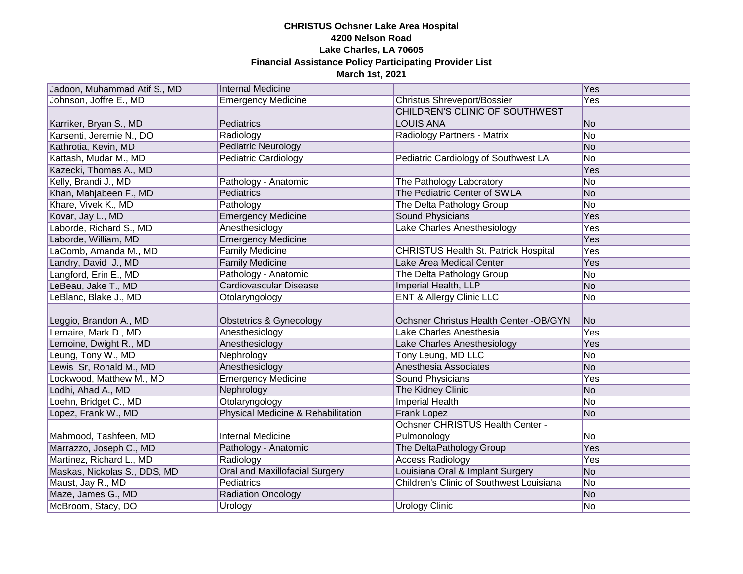**CHRISTUS Ochsner Lake Area Hospital**
**4200 Nelson Road**
**Lake Charles, LA 70605**
**Financial Assistance Policy Participating Provider List**
**March 1st, 2021**

| | | | |
|---|---|---|---|
| Jadoon, Muhammad Atif S., MD | Internal Medicine | | Yes |
| Johnson, Joffre E., MD | Emergency Medicine | Christus Shreveport/Bossier | Yes |
| Karriker, Bryan S., MD | Pediatrics | CHILDREN'S CLINIC OF SOUTHWEST LOUISIANA | No |
| Karsenti, Jeremie N., DO | Radiology | Radiology Partners - Matrix | No |
| Kathrotia, Kevin, MD | Pediatric Neurology | | No |
| Kattash, Mudar M., MD | Pediatric Cardiology | Pediatric Cardiology of Southwest LA | No |
| Kazecki, Thomas A., MD | | | Yes |
| Kelly, Brandi J., MD | Pathology - Anatomic | The Pathology Laboratory | No |
| Khan, Mahjabeen F., MD | Pediatrics | The Pediatric Center of SWLA | No |
| Khare, Vivek K., MD | Pathology | The Delta Pathology Group | No |
| Kovar, Jay L., MD | Emergency Medicine | Sound Physicians | Yes |
| Laborde, Richard S., MD | Anesthesiology | Lake Charles Anesthesiology | Yes |
| Laborde, William, MD | Emergency Medicine | | Yes |
| LaComb, Amanda M., MD | Family Medicine | CHRISTUS Health St. Patrick Hospital | Yes |
| Landry, David J., MD | Family Medicine | Lake Area Medical Center | Yes |
| Langford, Erin E., MD | Pathology - Anatomic | The Delta Pathology Group | No |
| LeBeau, Jake T., MD | Cardiovascular Disease | Imperial Health, LLP | No |
| LeBlanc, Blake J., MD | Otolaryngology | ENT & Allergy Clinic LLC | No |
| Leggio, Brandon A., MD | Obstetrics & Gynecology | Ochsner Christus Health Center -OB/GYN | No |
| Lemaire, Mark D., MD | Anesthesiology | Lake Charles Anesthesia | Yes |
| Lemoine, Dwight R., MD | Anesthesiology | Lake Charles Anesthesiology | Yes |
| Leung, Tony W., MD | Nephrology | Tony Leung, MD LLC | No |
| Lewis Sr, Ronald M., MD | Anesthesiology | Anesthesia Associates | No |
| Lockwood, Matthew M., MD | Emergency Medicine | Sound Physicians | Yes |
| Lodhi, Ahad A., MD | Nephrology | The Kidney Clinic | No |
| Loehn, Bridget C., MD | Otolaryngology | Imperial Health | No |
| Lopez, Frank W., MD | Physical Medicine & Rehabilitation | Frank Lopez | No |
| Mahmood, Tashfeen, MD | Internal Medicine | Ochsner CHRISTUS Health Center - Pulmonology | No |
| Marrazzo, Joseph C., MD | Pathology - Anatomic | The DeltaPathology Group | Yes |
| Martinez, Richard L., MD | Radiology | Access Radiology | Yes |
| Maskas, Nickolas S., DDS, MD | Oral and Maxillofacial Surgery | Louisiana Oral & Implant Surgery | No |
| Maust, Jay R., MD | Pediatrics | Children's Clinic of Southwest Louisiana | No |
| Maze, James G., MD | Radiation Oncology | | No |
| McBroom, Stacy, DO | Urology | Urology Clinic | No |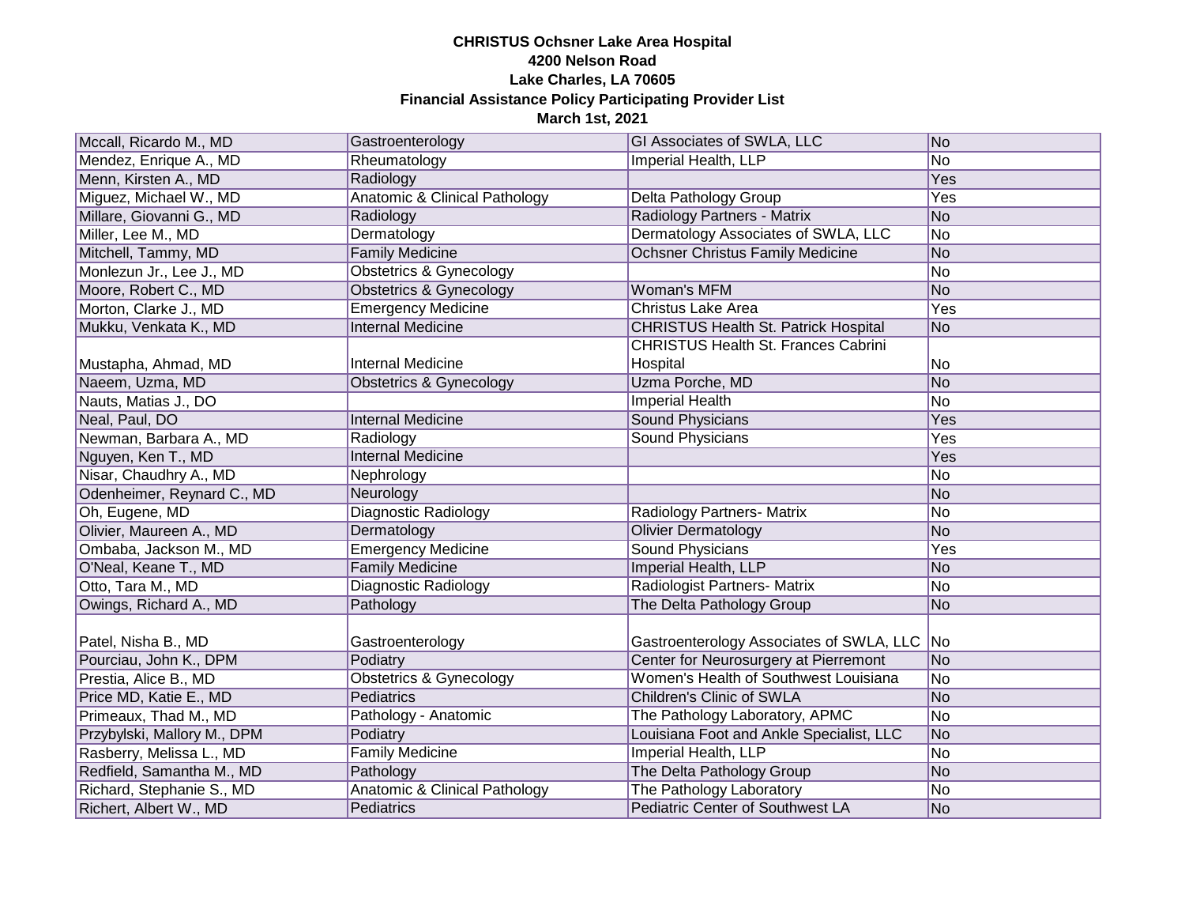**CHRISTUS Ochsner Lake Area Hospital**
**4200 Nelson Road**
**Lake Charles, LA 70605**
**Financial Assistance Policy Participating Provider List**
**March 1st, 2021**

| | | | |
|---|---|---|---|
| Mccall, Ricardo M., MD | Gastroenterology | GI Associates of SWLA, LLC | No |
| Mendez, Enrique A., MD | Rheumatology | Imperial Health, LLP | No |
| Menn, Kirsten A., MD | Radiology | | Yes |
| Miguez, Michael W., MD | Anatomic & Clinical Pathology | Delta Pathology Group | Yes |
| Millare, Giovanni G., MD | Radiology | Radiology Partners - Matrix | No |
| Miller, Lee M., MD | Dermatology | Dermatology Associates of SWLA, LLC | No |
| Mitchell, Tammy, MD | Family Medicine | Ochsner Christus Family Medicine | No |
| Monlezun Jr., Lee J., MD | Obstetrics & Gynecology | | No |
| Moore, Robert C., MD | Obstetrics & Gynecology | Woman's MFM | No |
| Morton, Clarke J., MD | Emergency Medicine | Christus Lake Area | Yes |
| Mukku, Venkata K., MD | Internal Medicine | CHRISTUS Health St. Patrick Hospital | No |
| Mustapha, Ahmad, MD | Internal Medicine | CHRISTUS Health St. Frances Cabrini Hospital | No |
| Naeem, Uzma, MD | Obstetrics & Gynecology | Uzma Porche, MD | No |
| Nauts, Matias J., DO | | Imperial Health | No |
| Neal, Paul, DO | Internal Medicine | Sound Physicians | Yes |
| Newman, Barbara A., MD | Radiology | Sound Physicians | Yes |
| Nguyen, Ken T., MD | Internal Medicine | | Yes |
| Nisar, Chaudhry A., MD | Nephrology | | No |
| Odenheimer, Reynard C., MD | Neurology | | No |
| Oh, Eugene, MD | Diagnostic Radiology | Radiology Partners- Matrix | No |
| Olivier, Maureen A., MD | Dermatology | Olivier Dermatology | No |
| Ombaba, Jackson M., MD | Emergency Medicine | Sound Physicians | Yes |
| O'Neal, Keane T., MD | Family Medicine | Imperial Health, LLP | No |
| Otto, Tara M., MD | Diagnostic Radiology | Radiologist Partners- Matrix | No |
| Owings, Richard A., MD | Pathology | The Delta Pathology Group | No |
| Patel, Nisha B., MD | Gastroenterology | Gastroenterology Associates of SWLA, LLC | No |
| Pourciau, John K., DPM | Podiatry | Center for Neurosurgery at Pierremont | No |
| Prestia, Alice B., MD | Obstetrics & Gynecology | Women's Health of Southwest Louisiana | No |
| Price MD, Katie E., MD | Pediatrics | Children's Clinic of SWLA | No |
| Primeaux, Thad M., MD | Pathology - Anatomic | The Pathology Laboratory, APMC | No |
| Przybylski, Mallory M., DPM | Podiatry | Louisiana Foot and Ankle Specialist, LLC | No |
| Rasberry, Melissa L., MD | Family Medicine | Imperial Health, LLP | No |
| Redfield, Samantha M., MD | Pathology | The Delta Pathology Group | No |
| Richard, Stephanie S., MD | Anatomic & Clinical Pathology | The Pathology Laboratory | No |
| Richert, Albert W., MD | Pediatrics | Pediatric Center of Southwest LA | No |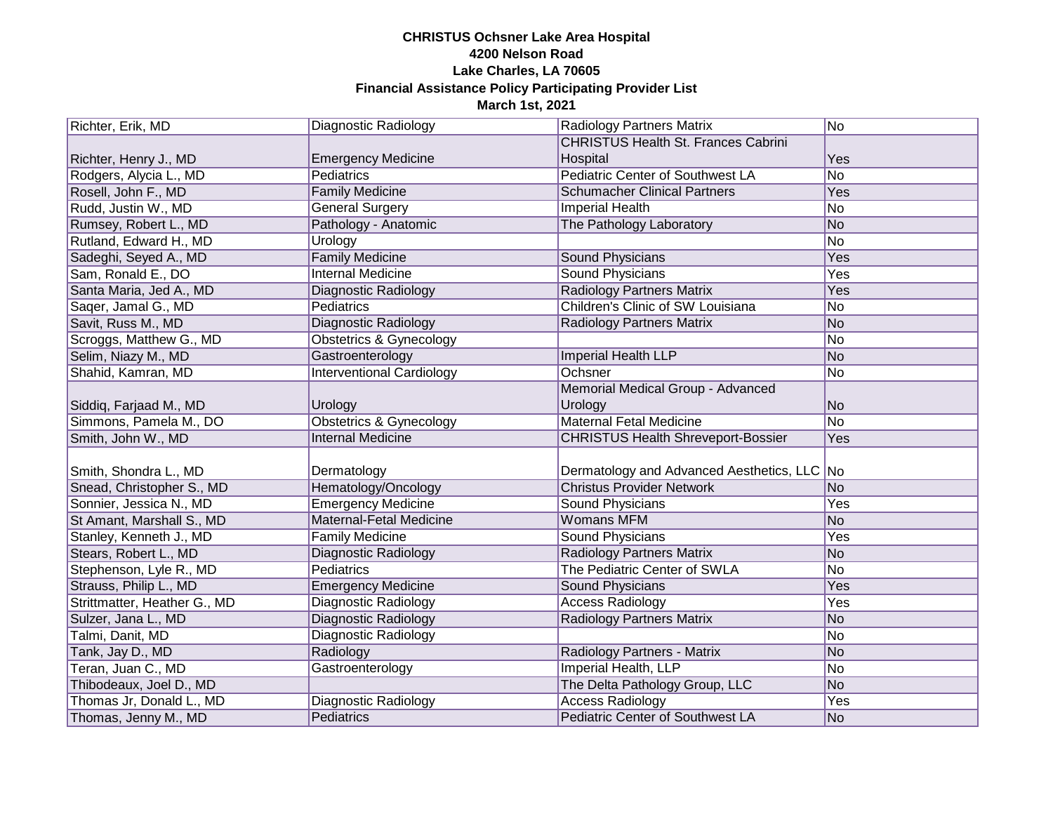**CHRISTUS Ochsner Lake Area Hospital**
**4200 Nelson Road**
**Lake Charles, LA 70605**
**Financial Assistance Policy Participating Provider List**
**March 1st, 2021**

| | | | |
|---|---|---|---|
| Richter, Erik, MD | Diagnostic Radiology | Radiology Partners Matrix | No |
| Richter, Henry J., MD | Emergency Medicine | CHRISTUS Health St. Frances Cabrini Hospital | Yes |
| Rodgers, Alycia L., MD | Pediatrics | Pediatric Center of Southwest LA | No |
| Rosell, John F., MD | Family Medicine | Schumacher Clinical Partners | Yes |
| Rudd, Justin W., MD | General Surgery | Imperial Health | No |
| Rumsey, Robert L., MD | Pathology - Anatomic | The Pathology Laboratory | No |
| Rutland, Edward H., MD | Urology | | No |
| Sadeghi, Seyed A., MD | Family Medicine | Sound Physicians | Yes |
| Sam, Ronald E., DO | Internal Medicine | Sound Physicians | Yes |
| Santa Maria, Jed A., MD | Diagnostic Radiology | Radiology Partners Matrix | Yes |
| Saqer, Jamal G., MD | Pediatrics | Children's Clinic of SW Louisiana | No |
| Savit, Russ M., MD | Diagnostic Radiology | Radiology Partners Matrix | No |
| Scroggs, Matthew G., MD | Obstetrics & Gynecology | | No |
| Selim, Niazy M., MD | Gastroenterology | Imperial Health LLP | No |
| Shahid, Kamran, MD | Interventional Cardiology | Ochsner | No |
| Siddiq, Farjaad M., MD | Urology | Memorial Medical Group - Advanced Urology | No |
| Simmons, Pamela M., DO | Obstetrics & Gynecology | Maternal Fetal Medicine | No |
| Smith, John W., MD | Internal Medicine | CHRISTUS Health Shreveport-Bossier | Yes |
| Smith, Shondra L., MD | Dermatology | Dermatology and Advanced Aesthetics, LLC | No |
| Snead, Christopher S., MD | Hematology/Oncology | Christus Provider Network | No |
| Sonnier, Jessica N., MD | Emergency Medicine | Sound Physicians | Yes |
| St Amant, Marshall S., MD | Maternal-Fetal Medicine | Womans MFM | No |
| Stanley, Kenneth J., MD | Family Medicine | Sound Physicians | Yes |
| Stears, Robert L., MD | Diagnostic Radiology | Radiology Partners Matrix | No |
| Stephenson, Lyle R., MD | Pediatrics | The Pediatric Center of SWLA | No |
| Strauss, Philip L., MD | Emergency Medicine | Sound Physicians | Yes |
| Strittmatter, Heather G., MD | Diagnostic Radiology | Access Radiology | Yes |
| Sulzer, Jana L., MD | Diagnostic Radiology | Radiology Partners Matrix | No |
| Talmi, Danit, MD | Diagnostic Radiology | | No |
| Tank, Jay D., MD | Radiology | Radiology Partners - Matrix | No |
| Teran, Juan C., MD | Gastroenterology | Imperial Health, LLP | No |
| Thibodeaux, Joel D., MD | | The Delta Pathology Group, LLC | No |
| Thomas Jr, Donald L., MD | Diagnostic Radiology | Access Radiology | Yes |
| Thomas, Jenny M., MD | Pediatrics | Pediatric Center of Southwest LA | No |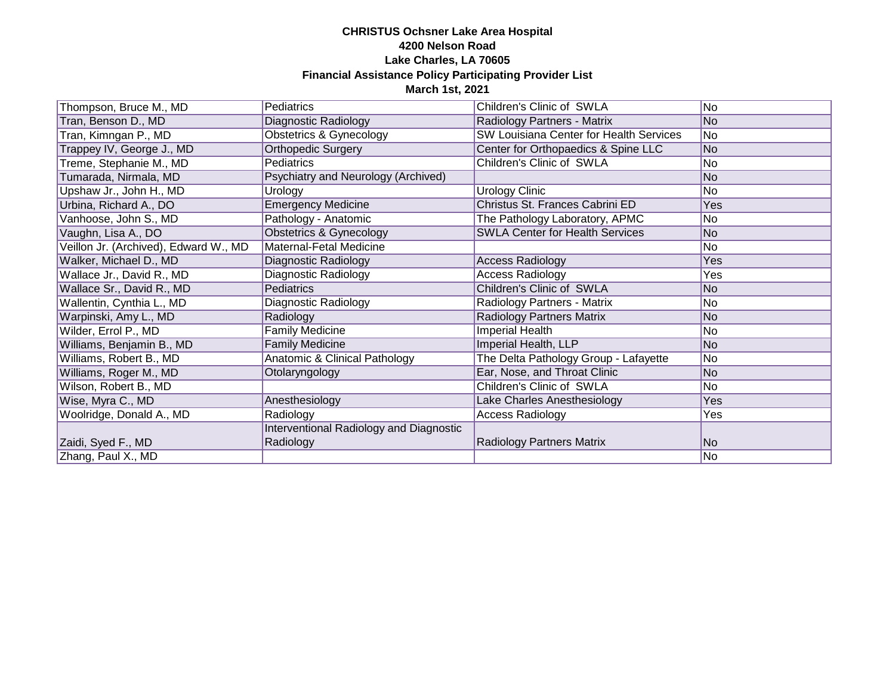**CHRISTUS Ochsner Lake Area Hospital**
**4200 Nelson Road**
**Lake Charles, LA 70605**
**Financial Assistance Policy Participating Provider List**
**March 1st, 2021**

| | | | |
|---|---|---|---|
| Thompson, Bruce M., MD | Pediatrics | Children's Clinic of SWLA | No |
| Tran, Benson D., MD | Diagnostic Radiology | Radiology Partners - Matrix | No |
| Tran, Kimngan P., MD | Obstetrics & Gynecology | SW Louisiana Center for Health Services | No |
| Trappey IV, George J., MD | Orthopedic Surgery | Center for Orthopaedics & Spine LLC | No |
| Treme, Stephanie M., MD | Pediatrics | Children's Clinic of SWLA | No |
| Tumarada, Nirmala, MD | Psychiatry and Neurology (Archived) | | No |
| Upshaw Jr., John H., MD | Urology | Urology Clinic | No |
| Urbina, Richard A., DO | Emergency Medicine | Christus St. Frances Cabrini ED | Yes |
| Vanhoose, John S., MD | Pathology - Anatomic | The Pathology Laboratory, APMC | No |
| Vaughn, Lisa A., DO | Obstetrics & Gynecology | SWLA Center for Health Services | No |
| Veillon Jr. (Archived), Edward W., MD | Maternal-Fetal Medicine | | No |
| Walker, Michael D., MD | Diagnostic Radiology | Access Radiology | Yes |
| Wallace Jr., David R., MD | Diagnostic Radiology | Access Radiology | Yes |
| Wallace Sr., David R., MD | Pediatrics | Children's Clinic of SWLA | No |
| Wallentin, Cynthia L., MD | Diagnostic Radiology | Radiology Partners - Matrix | No |
| Warpinski, Amy L., MD | Radiology | Radiology Partners Matrix | No |
| Wilder, Errol P., MD | Family Medicine | Imperial Health | No |
| Williams, Benjamin B., MD | Family Medicine | Imperial Health, LLP | No |
| Williams, Robert B., MD | Anatomic & Clinical Pathology | The Delta Pathology Group - Lafayette | No |
| Williams, Roger M., MD | Otolaryngology | Ear, Nose, and Throat Clinic | No |
| Wilson, Robert B., MD | | Children's Clinic of SWLA | No |
| Wise, Myra C., MD | Anesthesiology | Lake Charles Anesthesiology | Yes |
| Woolridge, Donald A., MD | Radiology | Access Radiology | Yes |
| Zaidi, Syed F., MD | Interventional Radiology and Diagnostic Radiology | Radiology Partners Matrix | No |
| Zhang, Paul X., MD | | | No |